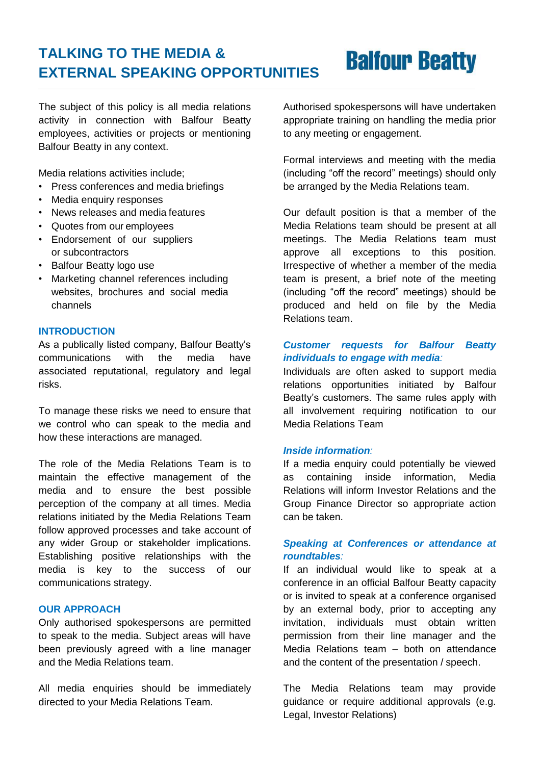# TALKING TO THE MEDIA & EXTERNAL SPEAKING OPPORTUNITIES

Balfour Beatty

The subject of this policy is all media relations activity in connection with Balfour Beatty employees, activities or projects or mentioning Balfour Beatty in any context.

Media relations activities include;

- Press conferences and media briefings
- Media enquiry responses
- News releases and media features
- Quotes from our employees
- Endorsement of our suppliers or subcontractors
- Balfour Beatty logo use
- Marketing channel references including websites, brochures and social media channels

## INTRODUCTION

As a publically listed company, Balfour Beatty's communications with the media have associated reputational, regulatory and legal risks.

To manage these risks we need to ensure that we control who can speak to the media and how these interactions are managed.

The role of the Media Relations Team is to maintain the effective management of the media and to ensure the best possible perception of the company at all times. Media relations initiated by the Media Relations Team follow approved processes and take account of any wider Group or stakeholder implications. Establishing positive relationships with the media is key to the success of our communications strategy.

## OUR APPROACH

Only authorised spokespersons are permitted to speak to the media. Subject areas will have been previously agreed with a line manager and the Media Relations team.

All media enquiries should be immediately directed to your Media Relations Team.

Authorised spokespersons will have undertaken appropriate training on handling the media prior to any meeting or engagement.

Formal interviews and meeting with the media (including "off the record" meetings) should only be arranged by the Media Relations team.

Our default position is that a member of the Media Relations team should be present at all meetings. The Media Relations team must approve all exceptions to this position. Irrespective of whether a member of the media team is present, a brief note of the meeting (including "off the record" meetings) should be produced and held on file by the Media Relations team.

### *Customer requests for Balfour Beatty individuals to engage with media:*

Individuals are often asked to support media relations opportunities initiated by Balfour Beatty's customers. The same rules apply with all involvement requiring notification to our Media Relations Team

### *Inside information:*

If a media enquiry could potentially be viewed as containing inside information, Media Relations will inform Investor Relations and the Group Finance Director so appropriate action can be taken.

### *Speaking at Conferences or attendance at roundtables:*

If an individual would like to speak at a conference in an official Balfour Beatty capacity or is invited to speak at a conference organised by an external body, prior to accepting any invitation, individuals must obtain written permission from their line manager and the Media Relations team – both on attendance and the content of the presentation / speech.

The Media Relations team may provide guidance or require additional approvals (e.g. Legal, Investor Relations)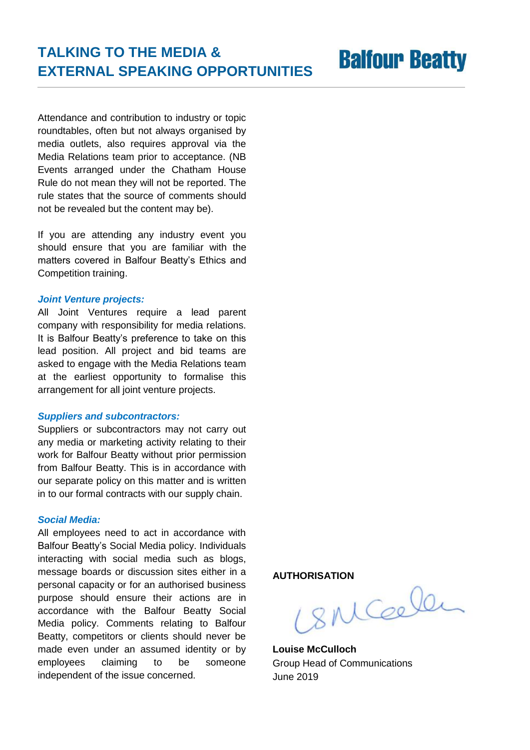# TALKING TO THE MEDIA & EXTERNAL SPEAKING OPPORTUNITIES

Balfour Beatty

Attendance and contribution to industry or topic roundtables, often but not always organised by media outlets, also requires approval via the Media Relations team prior to acceptance. (NB Events arranged under the Chatham House Rule do not mean they will not be reported. The rule states that the source of comments should not be revealed but the content may be).

If you are attending any industry event you should ensure that you are familiar with the matters covered in Balfour Beatty's Ethics and Competition training.

### *Joint Venture projects:*

All Joint Ventures require a lead parent company with responsibility for media relations. It is Balfour Beatty's preference to take on this lead position. All project and bid teams are asked to engage with the Media Relations team at the earliest opportunity to formalise this arrangement for all joint venture projects.

### *Suppliers and subcontractors:*

Suppliers or subcontractors may not carry out any media or marketing activity relating to their work for Balfour Beatty without prior permission from Balfour Beatty. This is in accordance with our separate policy on this matter and is written in to our formal contracts with our supply chain.

### *Social Media:*

All employees need to act in accordance with Balfour Beatty's Social Media policy. Individuals interacting with social media such as blogs, message boards or discussion sites either in a personal capacity or for an authorised business purpose should ensure their actions are in accordance with the Balfour Beatty Social Media policy. Comments relating to Balfour Beatty, competitors or clients should never be made even under an assumed identity or by employees claiming to be someone independent of the issue concerned.

**AUTHORISATION**

**Louise McCulloch**
Group Head of Communications
June 2019